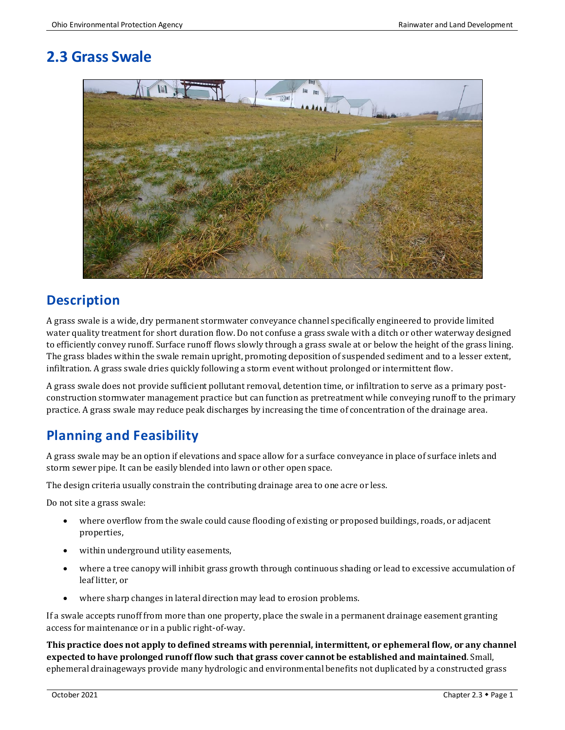## 2.3 Grass Swale

## Description

A grass swale is a wide, dry permanent stormwater conveyance channel specifically engineered to provide limited water quality treatment for short duration flow. Do not confuse a grass swale with a ditch or other waterway designed to efficiently convey runoff. Surface runoff flows slowly through a grass swale at or below the height of the grass lining. The grass blades within the swale remain upright, promoting deposition of suspended sediment and to a lesser extent, infiltration. A grass swale dries quickly following a storm event without prolonged or intermittent flow.

A grass swale does not provide sufficient pollutant removal, detention time, or infiltration to serve as a primary post-construction stormwater management practice but can function as pretreatment while conveying runoff to the primary practice. A grass swale may reduce peak discharges by increasing the time of concentration of the drainage area.

## Planning and Feasibility

A grass swale may be an option if elevations and space allow for a surface conveyance in place of surface inlets and storm sewer pipe. It can be easily blended into lawn or other open space.

The design criteria usually constrain the contributing drainage area to one acre or less.

Do not site a grass swale:

- where overflow from the swale could cause flooding of existing or proposed buildings, roads, or adjacent properties,
- within underground utility easements,
- where a tree canopy will inhibit grass growth through continuous shading or lead to excessive accumulation of leaf litter, or
- where sharp changes in lateral direction may lead to erosion problems.

If a swale accepts runoff from more than one property, place the swale in a permanent drainage easement granting access for maintenance or in a public right-of-way.

**This practice does not apply to defined streams with perennial, intermittent, or ephemeral flow, or any channel expected to have prolonged runoff flow such that grass cover cannot be established and maintained**. Small, ephemeral drainageways provide many hydrologic and environmental benefits not duplicated by a constructed grass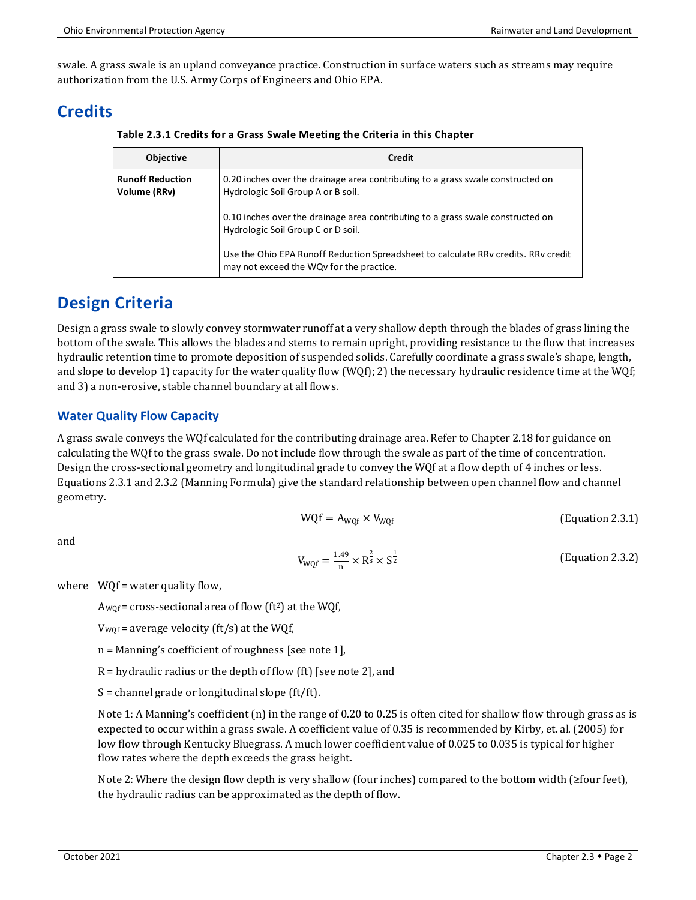swale. A grass swale is an upland conveyance practice. Construction in surface waters such as streams may require authorization from the U.S. Army Corps of Engineers and Ohio EPA.

## Credits

**Table 2.3.1 Credits for a Grass Swale Meeting the Criteria in this Chapter**

| Objective | Credit |
| --- | --- |
| **Runoff Reduction Volume (RRv)** | 0.20 inches over the drainage area contributing to a grass swale constructed on Hydrologic Soil Group A or B soil.<br><br>0.10 inches over the drainage area contributing to a grass swale constructed on Hydrologic Soil Group C or D soil.<br><br>Use the Ohio EPA Runoff Reduction Spreadsheet to calculate RRv credits. RRv credit may not exceed the WQv for the practice. |

## Design Criteria

Design a grass swale to slowly convey stormwater runoff at a very shallow depth through the blades of grass lining the bottom of the swale. This allows the blades and stems to remain upright, providing resistance to the flow that increases hydraulic retention time to promote deposition of suspended solids. Carefully coordinate a grass swale's shape, length, and slope to develop 1) capacity for the water quality flow (WQf); 2) the necessary hydraulic residence time at the WQf; and 3) a non-erosive, stable channel boundary at all flows.

### Water Quality Flow Capacity

A grass swale conveys the WQf calculated for the contributing drainage area. Refer to Chapter 2.18 for guidance on calculating the WQf to the grass swale. Do not include flow through the swale as part of the time of concentration. Design the cross-sectional geometry and longitudinal grade to convey the WQf at a flow depth of 4 inches or less. Equations 2.3.1 and 2.3.2 (Manning Formula) give the standard relationship between open channel flow and channel geometry.

$$\mathrm{WQf} = \mathrm{A_{WQf}} \times \mathrm{V_{WQf}} \qquad \text{(Equation 2.3.1)}$$

and

$$\mathrm{V_{WQf}} = \frac{1.49}{n} \times \mathrm{R}^{\frac{2}{3}} \times \mathrm{S}^{\frac{1}{2}} \qquad \text{(Equation 2.3.2)}$$

where WQf = water quality flow,

$A_{WQf}$ = cross-sectional area of flow ($ft^2$) at the WQf,

$V_{WQf}$ = average velocity (ft/s) at the WQf,

n = Manning's coefficient of roughness [see note 1],

R = hydraulic radius or the depth of flow (ft) [see note 2], and

S = channel grade or longitudinal slope (ft/ft).

Note 1: A Manning's coefficient (n) in the range of 0.20 to 0.25 is often cited for shallow flow through grass as is expected to occur within a grass swale. A coefficient value of 0.35 is recommended by Kirby, et. al. (2005) for low flow through Kentucky Bluegrass. A much lower coefficient value of 0.025 to 0.035 is typical for higher flow rates where the depth exceeds the grass height.

Note 2: Where the design flow depth is very shallow (four inches) compared to the bottom width (≥four feet), the hydraulic radius can be approximated as the depth of flow.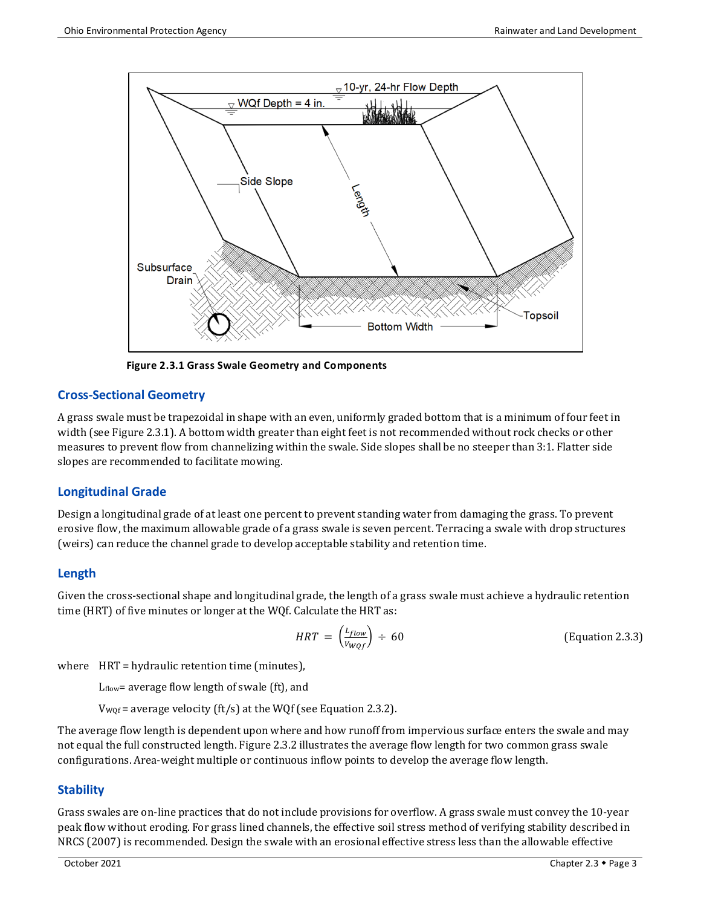**Figure 2.3.1 Grass Swale Geometry and Components**

## Cross-Sectional Geometry

A grass swale must be trapezoidal in shape with an even, uniformly graded bottom that is a minimum of four feet in width (see Figure 2.3.1). A bottom width greater than eight feet is not recommended without rock checks or other measures to prevent flow from channelizing within the swale. Side slopes shall be no steeper than 3:1. Flatter side slopes are recommended to facilitate mowing.

## Longitudinal Grade

Design a longitudinal grade of at least one percent to prevent standing water from damaging the grass. To prevent erosive flow, the maximum allowable grade of a grass swale is seven percent. Terracing a swale with drop structures (weirs) can reduce the channel grade to develop acceptable stability and retention time.

## Length

Given the cross-sectional shape and longitudinal grade, the length of a grass swale must achieve a hydraulic retention time (HRT) of five minutes or longer at the WQf. Calculate the HRT as:

$$HRT = \left(\frac{L_{flow}}{V_{WQf}}\right) \div 60 \qquad \text{(Equation 2.3.3)}$$

where HRT = hydraulic retention time (minutes),

$L_{flow}$ = average flow length of swale (ft), and

$V_{WQf}$ = average velocity (ft/s) at the WQf (see Equation 2.3.2).

The average flow length is dependent upon where and how runoff from impervious surface enters the swale and may not equal the full constructed length. Figure 2.3.2 illustrates the average flow length for two common grass swale configurations. Area-weight multiple or continuous inflow points to develop the average flow length.

## Stability

Grass swales are on-line practices that do not include provisions for overflow. A grass swale must convey the 10-year peak flow without eroding. For grass lined channels, the effective soil stress method of verifying stability described in NRCS (2007) is recommended. Design the swale with an erosional effective stress less than the allowable effective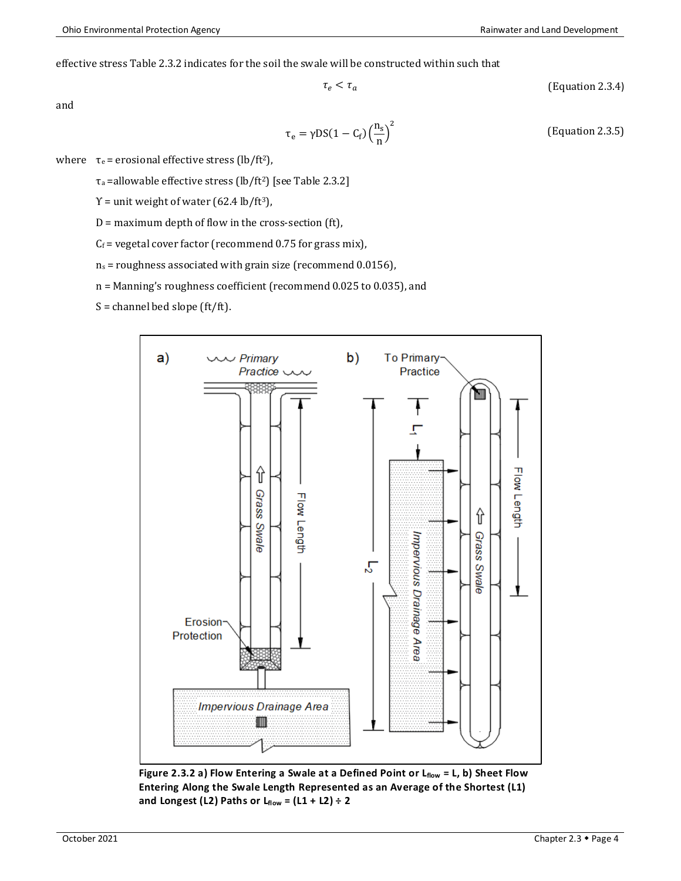effective stress Table 2.3.2 indicates for the soil the swale will be constructed within such that

$$\tau_e < \tau_a \qquad \text{(Equation 2.3.4)}$$

and

$$\tau_e = \gamma DS(1 - C_f)\left(\frac{n_s}{n}\right)^2 \qquad \text{(Equation 2.3.5)}$$

where $\tau_e$ = erosional effective stress (lb/ft$^2$),

$\tau_a$ = allowable effective stress (lb/ft$^2$) [see Table 2.3.2]

$\Upsilon$ = unit weight of water (62.4 lb/ft$^3$),

D = maximum depth of flow in the cross-section (ft),

$C_f$ = vegetal cover factor (recommend 0.75 for grass mix),

$n_s$ = roughness associated with grain size (recommend 0.0156),

n = Manning's roughness coefficient (recommend 0.025 to 0.035), and

S = channel bed slope (ft/ft).

**Figure 2.3.2 a) Flow Entering a Swale at a Defined Point or $L_{flow}$ = L, b) Sheet Flow Entering Along the Swale Length Represented as an Average of the Shortest (L1) and Longest (L2) Paths or $L_{flow}$ = (L1 + L2) ÷ 2**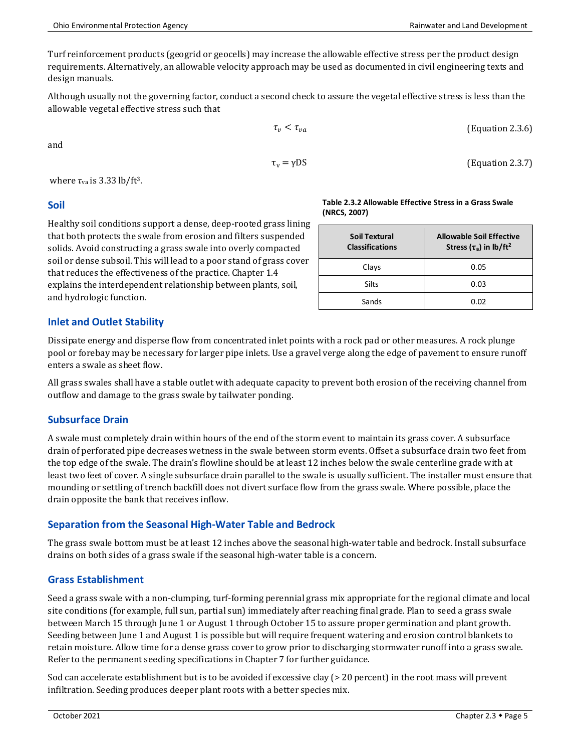Turf reinforcement products (geogrid or geocells) may increase the allowable effective stress per the product design requirements. Alternatively, an allowable velocity approach may be used as documented in civil engineering texts and design manuals.

Although usually not the governing factor, conduct a second check to assure the vegetal effective stress is less than the allowable vegetal effective stress such that

$$\tau_v < \tau_{va} \quad \text{(Equation 2.3.6)}$$

and

$$\tau_v = \gamma DS \quad \text{(Equation 2.3.7)}$$

where $\tau_{va}$ is 3.33 lb/ft³.

## Soil

Healthy soil conditions support a dense, deep-rooted grass lining that both protects the swale from erosion and filters suspended solids. Avoid constructing a grass swale into overly compacted soil or dense subsoil. This will lead to a poor stand of grass cover that reduces the effectiveness of the practice. Chapter 1.4 explains the interdependent relationship between plants, soil, and hydrologic function.

**Table 2.3.2 Allowable Effective Stress in a Grass Swale (NRCS, 2007)**

| Soil Textural Classifications | Allowable Soil Effective Stress ($\tau_a$) in lb/ft² |
|---|---|
| Clays | 0.05 |
| Silts | 0.03 |
| Sands | 0.02 |

## Inlet and Outlet Stability

Dissipate energy and disperse flow from concentrated inlet points with a rock pad or other measures. A rock plunge pool or forebay may be necessary for larger pipe inlets. Use a gravel verge along the edge of pavement to ensure runoff enters a swale as sheet flow.

All grass swales shall have a stable outlet with adequate capacity to prevent both erosion of the receiving channel from outflow and damage to the grass swale by tailwater ponding.

## Subsurface Drain

A swale must completely drain within hours of the end of the storm event to maintain its grass cover. A subsurface drain of perforated pipe decreases wetness in the swale between storm events. Offset a subsurface drain two feet from the top edge of the swale. The drain's flowline should be at least 12 inches below the swale centerline grade with at least two feet of cover. A single subsurface drain parallel to the swale is usually sufficient. The installer must ensure that mounding or settling of trench backfill does not divert surface flow from the grass swale. Where possible, place the drain opposite the bank that receives inflow.

## Separation from the Seasonal High-Water Table and Bedrock

The grass swale bottom must be at least 12 inches above the seasonal high-water table and bedrock. Install subsurface drains on both sides of a grass swale if the seasonal high-water table is a concern.

## Grass Establishment

Seed a grass swale with a non-clumping, turf-forming perennial grass mix appropriate for the regional climate and local site conditions (for example, full sun, partial sun) immediately after reaching final grade. Plan to seed a grass swale between March 15 through June 1 or August 1 through October 15 to assure proper germination and plant growth. Seeding between June 1 and August 1 is possible but will require frequent watering and erosion control blankets to retain moisture. Allow time for a dense grass cover to grow prior to discharging stormwater runoff into a grass swale. Refer to the permanent seeding specifications in Chapter 7 for further guidance.

Sod can accelerate establishment but is to be avoided if excessive clay (> 20 percent) in the root mass will prevent infiltration. Seeding produces deeper plant roots with a better species mix.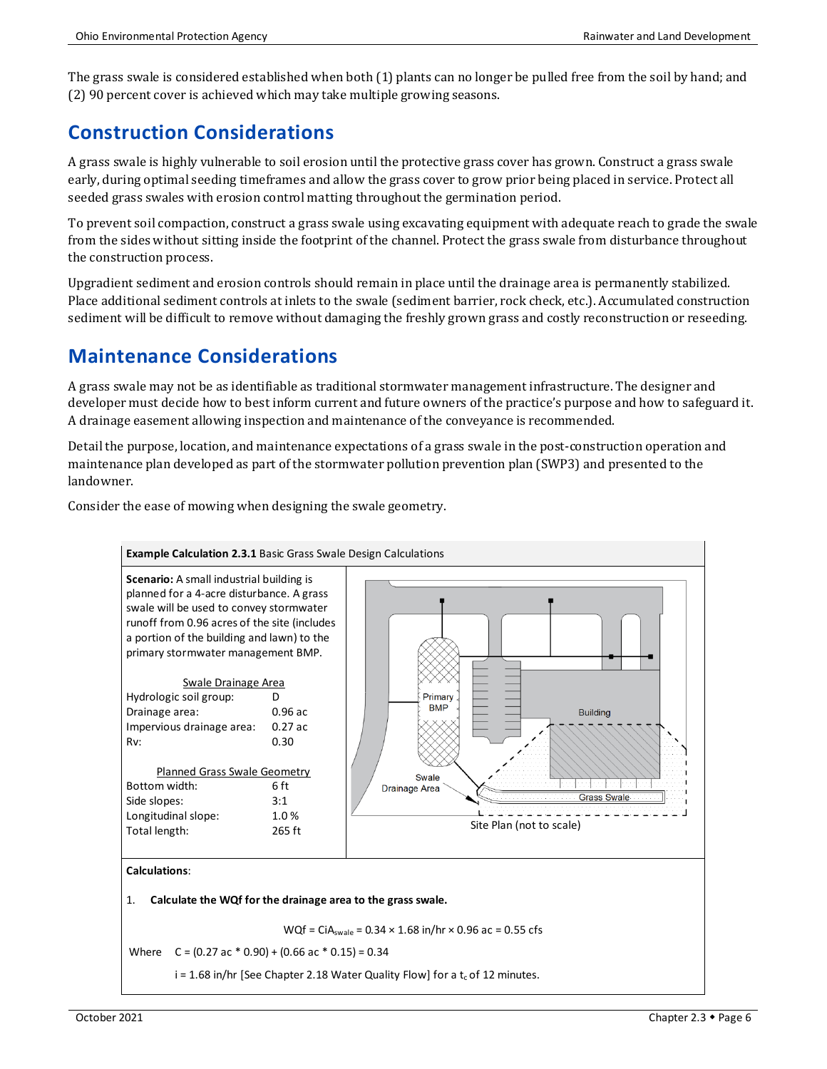The grass swale is considered established when both (1) plants can no longer be pulled free from the soil by hand; and (2) 90 percent cover is achieved which may take multiple growing seasons.

## Construction Considerations

A grass swale is highly vulnerable to soil erosion until the protective grass cover has grown. Construct a grass swale early, during optimal seeding timeframes and allow the grass cover to grow prior being placed in service. Protect all seeded grass swales with erosion control matting throughout the germination period.

To prevent soil compaction, construct a grass swale using excavating equipment with adequate reach to grade the swale from the sides without sitting inside the footprint of the channel. Protect the grass swale from disturbance throughout the construction process.

Upgradient sediment and erosion controls should remain in place until the drainage area is permanently stabilized. Place additional sediment controls at inlets to the swale (sediment barrier, rock check, etc.). Accumulated construction sediment will be difficult to remove without damaging the freshly grown grass and costly reconstruction or reseeding.

## Maintenance Considerations

A grass swale may not be as identifiable as traditional stormwater management infrastructure. The designer and developer must decide how to best inform current and future owners of the practice's purpose and how to safeguard it. A drainage easement allowing inspection and maintenance of the conveyance is recommended.

Detail the purpose, location, and maintenance expectations of a grass swale in the post-construction operation and maintenance plan developed as part of the stormwater pollution prevention plan (SWP3) and presented to the landowner.

Consider the ease of mowing when designing the swale geometry.

**Example Calculation 2.3.1** Basic Grass Swale Design Calculations

**Scenario:** A small industrial building is planned for a 4-acre disturbance. A grass swale will be used to convey stormwater runoff from 0.96 acres of the site (includes a portion of the building and lawn) to the primary stormwater management BMP.

| Swale Drainage Area | |
|---|---|
| Hydrologic soil group: | D |
| Drainage area: | 0.96 ac |
| Impervious drainage area: | 0.27 ac |
| Rv: | 0.30 |

| Planned Grass Swale Geometry | |
|---|---|
| Bottom width: | 6 ft |
| Side slopes: | 3:1 |
| Longitudinal slope: | 1.0 % |
| Total length: | 265 ft |

Site Plan (not to scale)

**Calculations**:

1. **Calculate the WQf for the drainage area to the grass swale.**

$$WQf = CiA_{swale} = 0.34 \times 1.68 \text{ in/hr} \times 0.96 \text{ ac} = 0.55 \text{ cfs}$$

Where $C = (0.27 \text{ ac} * 0.90) + (0.66 \text{ ac} * 0.15) = 0.34$

$i = 1.68$ in/hr [See Chapter 2.18 Water Quality Flow] for a $t_c$ of 12 minutes.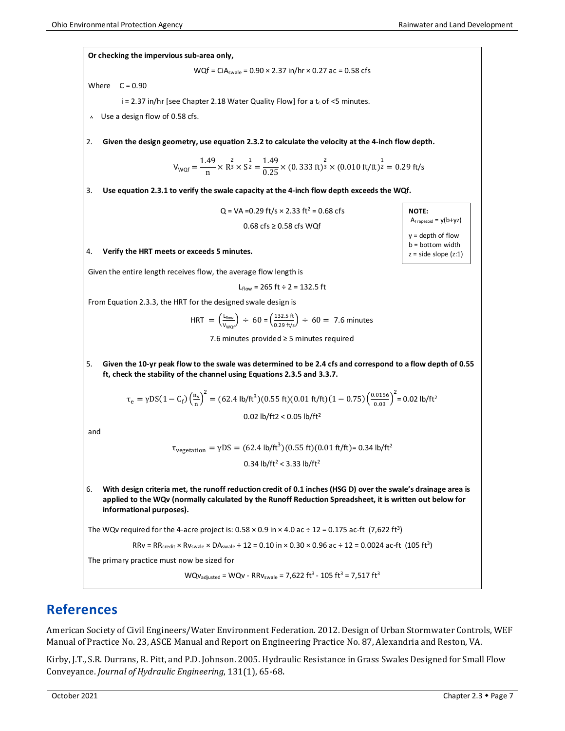**Or checking the impervious sub-area only,**

$$WQf = CiA_{swale} = 0.90 \times 2.37 \text{ in/hr} \times 0.27 \text{ ac} = 0.58 \text{ cfs}$$

Where $C = 0.90$

$i = 2.37$ in/hr [see Chapter 2.18 Water Quality Flow] for a $t_c$ of <5 minutes.

∴ Use a design flow of 0.58 cfs.

2. **Given the design geometry, use equation 2.3.2 to calculate the velocity at the 4-inch flow depth.**

$$V_{WQf} = \frac{1.49}{n} \times R^{\frac{2}{3}} \times S^{\frac{1}{2}} = \frac{1.49}{0.25} \times (0.333 \text{ ft})^{\frac{2}{3}} \times (0.010 \text{ ft/ft})^{\frac{1}{2}} = 0.29 \text{ ft/s}$$

3. **Use equation 2.3.1 to verify the swale capacity at the 4-inch flow depth exceeds the WQf.**

$$Q = VA = 0.29 \text{ ft/s} \times 2.33 \text{ ft}^2 = 0.68 \text{ cfs}$$

$$0.68 \text{ cfs} \geq 0.58 \text{ cfs WQf}$$

> **NOTE:**
> $A_{Trapezoid} = y(b+yz)$
>
> y = depth of flow
> b = bottom width
> z = side slope (z:1)

4. **Verify the HRT meets or exceeds 5 minutes.**

Given the entire length receives flow, the average flow length is

$$L_{flow} = 265 \text{ ft} \div 2 = 132.5 \text{ ft}$$

From Equation 2.3.3, the HRT for the designed swale design is

$$HRT = \left(\frac{L_{flow}}{V_{WQf}}\right) \div 60 = \left(\frac{132.5 \text{ ft}}{0.29 \text{ ft/s}}\right) \div 60 = 7.6 \text{ minutes}$$

7.6 minutes provided ≥ 5 minutes required

5. **Given the 10-yr peak flow to the swale was determined to be 2.4 cfs and correspond to a flow depth of 0.55 ft, check the stability of the channel using Equations 2.3.5 and 3.3.7.**

$$\tau_e = \gamma DS(1 - C_f)\left(\frac{n_s}{n}\right)^2 = (62.4 \text{ lb/ft}^3)(0.55 \text{ ft})(0.01 \text{ ft/ft})(1 - 0.75)\left(\frac{0.0156}{0.03}\right)^2 = 0.02 \text{ lb/ft}^2$$

$$0.02 \text{ lb/ft2} < 0.05 \text{ lb/ft}^2$$

and

$$\tau_{vegetation} = \gamma DS = (62.4 \text{ lb/ft}^3)(0.55 \text{ ft})(0.01 \text{ ft/ft}) = 0.34 \text{ lb/ft}^2$$

$$0.34 \text{ lb/ft}^2 < 3.33 \text{ lb/ft}^2$$

6. **With design criteria met, the runoff reduction credit of 0.1 inches (HSG D) over the swale's drainage area is applied to the WQv (normally calculated by the Runoff Reduction Spreadsheet, it is written out below for informational purposes).**

The WQv required for the 4-acre project is: $0.58 \times 0.9 \text{ in} \times 4.0 \text{ ac} \div 12 = 0.175$ ac-ft ($7{,}622 \text{ ft}^3$)

$$RRv = RR_{credit} \times Rv_{swale} \times DA_{swale} \div 12 = 0.10 \text{ in} \times 0.30 \times 0.96 \text{ ac} \div 12 = 0.0024 \text{ ac-ft } (105 \text{ ft}^3)$$

The primary practice must now be sized for

$$WQv_{adjusted} = WQv - RRv_{swale} = 7{,}622 \text{ ft}^3 - 105 \text{ ft}^3 = 7{,}517 \text{ ft}^3$$

## References

American Society of Civil Engineers/Water Environment Federation. 2012. Design of Urban Stormwater Controls, WEF Manual of Practice No. 23, ASCE Manual and Report on Engineering Practice No. 87, Alexandria and Reston, VA.

Kirby, J.T., S.R. Durrans, R. Pitt, and P.D. Johnson. 2005. Hydraulic Resistance in Grass Swales Designed for Small Flow Conveyance. *Journal of Hydraulic Engineering*, 131(1), 65-68.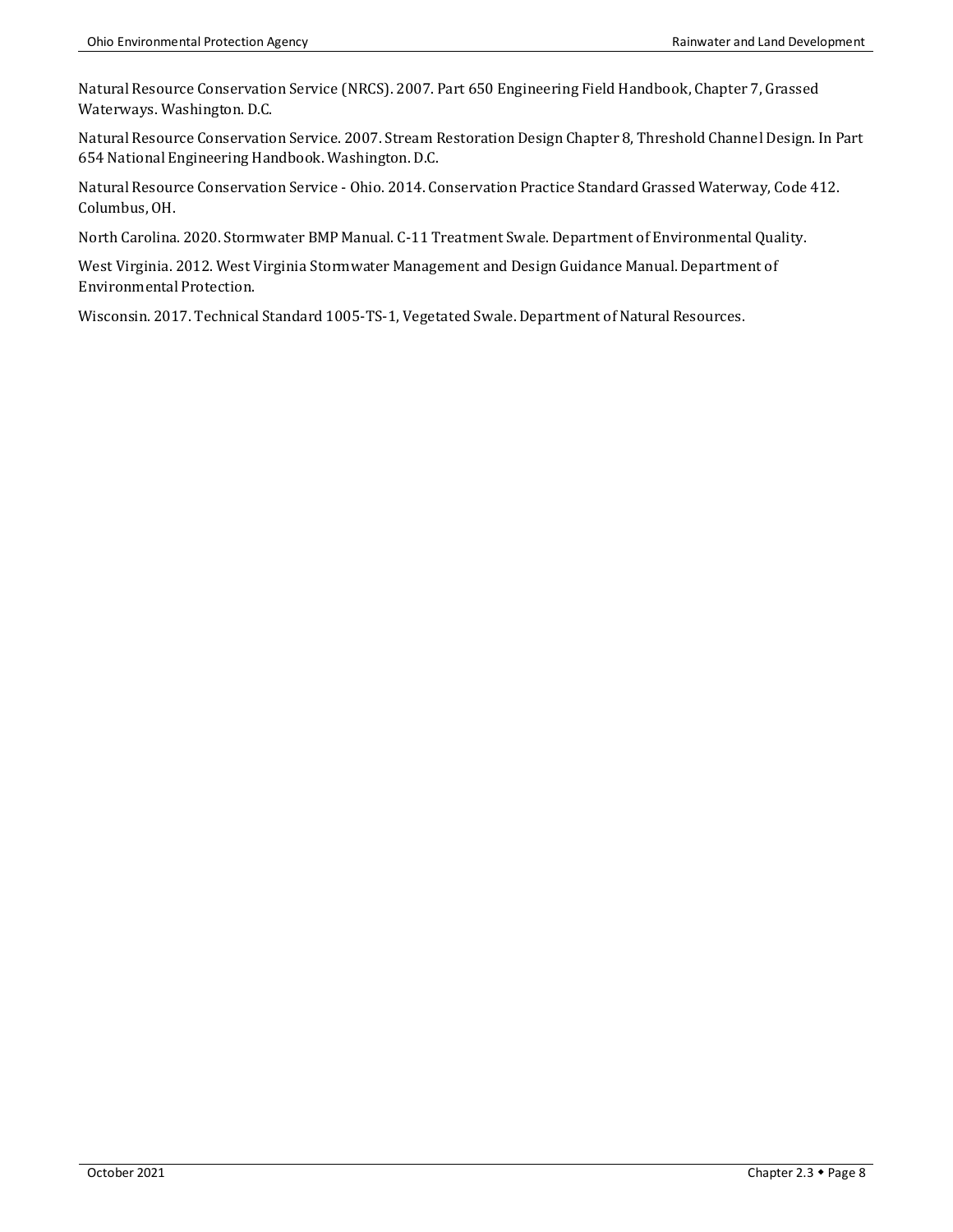Natural Resource Conservation Service (NRCS). 2007. Part 650 Engineering Field Handbook, Chapter 7, Grassed Waterways. Washington. D.C.

Natural Resource Conservation Service. 2007. Stream Restoration Design Chapter 8, Threshold Channel Design. In Part 654 National Engineering Handbook. Washington. D.C.

Natural Resource Conservation Service - Ohio. 2014. Conservation Practice Standard Grassed Waterway, Code 412. Columbus, OH.

North Carolina. 2020. Stormwater BMP Manual. C-11 Treatment Swale. Department of Environmental Quality.

West Virginia. 2012. West Virginia Stormwater Management and Design Guidance Manual. Department of Environmental Protection.

Wisconsin. 2017. Technical Standard 1005-TS-1, Vegetated Swale. Department of Natural Resources.